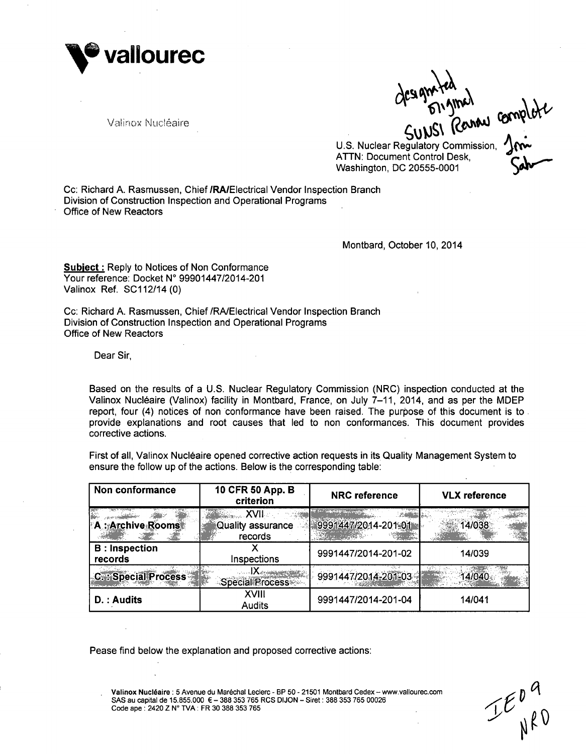**vallourec**

Valinox Nucléaire

designated original
SUNSI Review complete
Joni Sahr

U.S. Nuclear Regulatory Commission,
ATTN: Document Control Desk,
Washington, DC 20555-0001

Cc: Richard A. Rasmussen, Chief /RA/Electrical Vendor Inspection Branch
Division of Construction Inspection and Operational Programs
Office of New Reactors

Montbard, October 10, 2014

**Subject :** Reply to Notices of Non Conformance
Your reference: Docket N° 99901447/2014-201
Valinox Ref. SC112/14 (0)

Cc: Richard A. Rasmussen, Chief /RA/Electrical Vendor Inspection Branch
Division of Construction Inspection and Operational Programs
Office of New Reactors

Dear Sir,

Based on the results of a U.S. Nuclear Regulatory Commission (NRC) inspection conducted at the Valinox Nucléaire (Valinox) facility in Montbard, France, on July 7–11, 2014, and as per the MDEP report, four (4) notices of non conformance have been raised. The purpose of this document is to provide explanations and root causes that led to non conformances. This document provides corrective actions.

First of all, Valinox Nucléaire opened corrective action requests in its Quality Management System to ensure the follow up of the actions. Below is the corresponding table:

| Non conformance | 10 CFR 50 App. B criterion | NRC reference | VLX reference |
|---|---|---|---|
| **A : Archive Rooms** | XVII Quality assurance records | 9991447/2014-201-01 | 14/038 |
| **B : Inspection records** | X Inspections | 9991447/2014-201-02 | 14/039 |
| **C. : Special Process** | IX Special Process | 9991447/2014-201-03 | 14/040 |
| **D. : Audits** | XVIII Audits | 9991447/2014-201-04 | 14/041 |

Pease find below the explanation and proposed corrective actions:

**Valinox Nucléaire** : 5 Avenue du Maréchal Leclerc - BP 50 - 21501 Montbard Cedex – www.vallourec.com
SAS au capital de 15.855.000 € – 388 353 765 RCS DIJON – Siret : 388 353 765 00026
Code ape : 2420 Z N° TVA : FR 30 388 353 765

IE09
NRO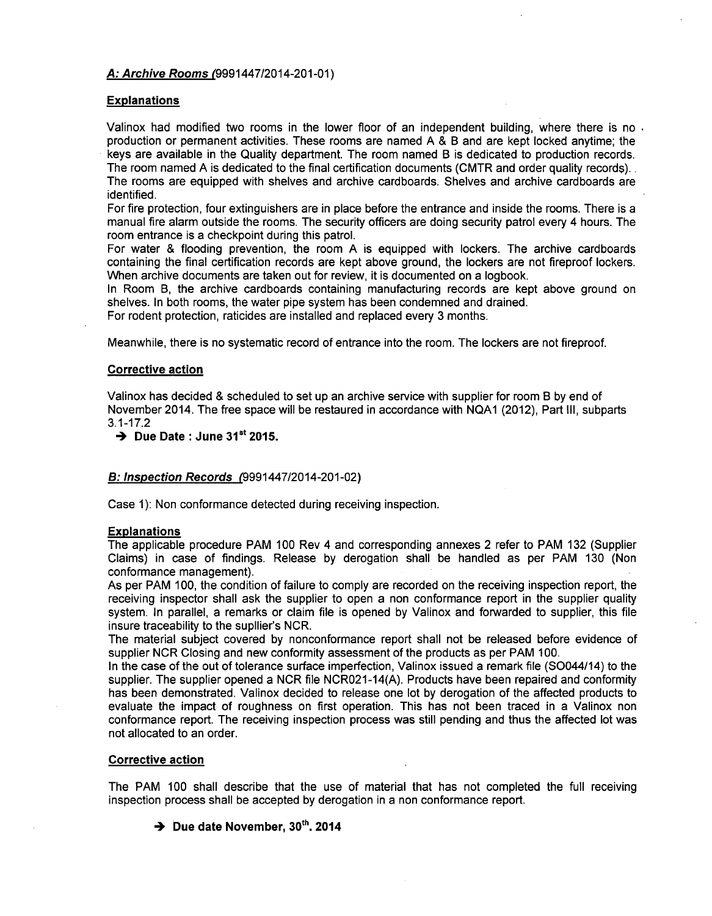***A: Archive Rooms (****9991447/2014-201-01)*

**Explanations**

Valinox had modified two rooms in the lower floor of an independent building, where there is no production or permanent activities. These rooms are named A & B and are kept locked anytime; the keys are available in the Quality department. The room named B is dedicated to production records. The room named A is dedicated to the final certification documents (CMTR and order quality records).. The rooms are equipped with shelves and archive cardboards. Shelves and archive cardboards are identified.
For fire protection, four extinguishers are in place before the entrance and inside the rooms. There is a manual fire alarm outside the rooms. The security officers are doing security patrol every 4 hours. The room entrance is a checkpoint during this patrol.
For water & flooding prevention, the room A is equipped with lockers. The archive cardboards containing the final certification records are kept above ground, the lockers are not fireproof lockers. When archive documents are taken out for review, it is documented on a logbook.
In Room B, the archive cardboards containing manufacturing records are kept above ground on shelves. In both rooms, the water pipe system has been condemned and drained.
For rodent protection, raticides are installed and replaced every 3 months.

Meanwhile, there is no systematic record of entrance into the room. The lockers are not fireproof.

**Corrective action**

Valinox has decided & scheduled to set up an archive service with supplier for room B by end of November 2014. The free space will be restaured in accordance with NQA1 (2012), Part III, subparts 3.1-17.2

➔ **Due Date : June 31st 2015.**

***B: Inspection Records (****9991447/2014-201-02)*

Case 1): Non conformance detected during receiving inspection.

**Explanations**

The applicable procedure PAM 100 Rev 4 and corresponding annexes 2 refer to PAM 132 (Supplier Claims) in case of findings. Release by derogation shall be handled as per PAM 130 (Non conformance management).
As per PAM 100, the condition of failure to comply are recorded on the receiving inspection report, the receiving inspector shall ask the supplier to open a non conformance report in the supplier quality system. In parallel, a remarks or claim file is opened by Valinox and forwarded to supplier, this file insure traceability to the supllier's NCR.
The material subject covered by nonconformance report shall not be released before evidence of supplier NCR Closing and new conformity assessment of the products as per PAM 100.
In the case of the out of tolerance surface imperfection, Valinox issued a remark file (SO044/14) to the supplier. The supplier opened a NCR file NCR021-14(A). Products have been repaired and conformity has been demonstrated. Valinox decided to release one lot by derogation of the affected products to evaluate the impact of roughness on first operation. This has not been traced in a Valinox non conformance report. The receiving inspection process was still pending and thus the affected lot was not allocated to an order.

**Corrective action**

The PAM 100 shall describe that the use of material that has not completed the full receiving inspection process shall be accepted by derogation in a non conformance report.

➔ **Due date November, 30th. 2014**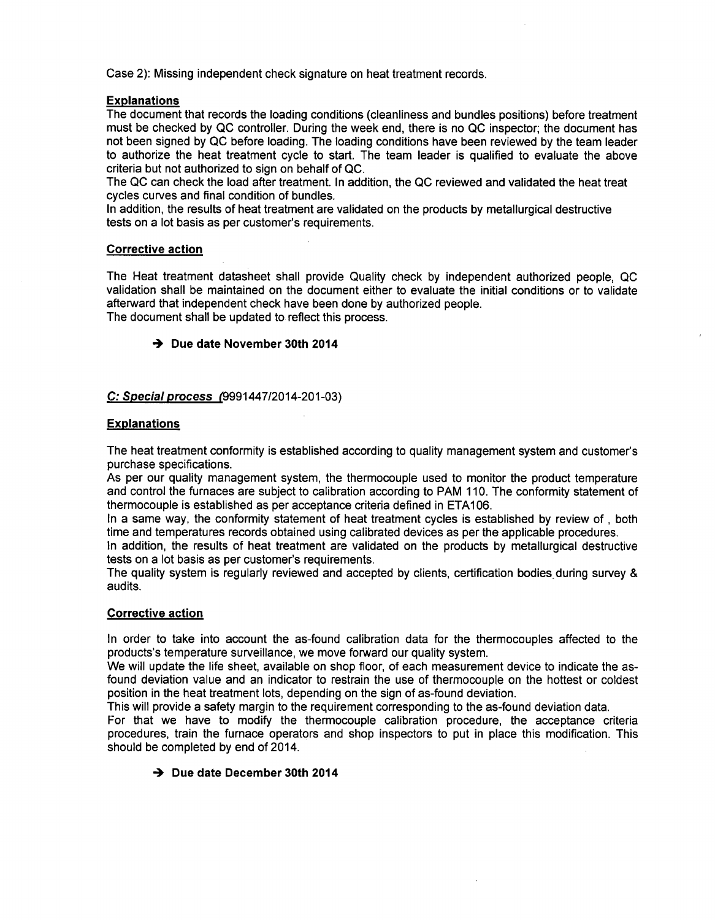Case 2): Missing independent check signature on heat treatment records.

**Explanations**

The document that records the loading conditions (cleanliness and bundles positions) before treatment must be checked by QC controller. During the week end, there is no QC inspector; the document has not been signed by QC before loading. The loading conditions have been reviewed by the team leader to authorize the heat treatment cycle to start. The team leader is qualified to evaluate the above criteria but not authorized to sign on behalf of QC.

The QC can check the load after treatment. In addition, the QC reviewed and validated the heat treat cycles curves and final condition of bundles.

In addition, the results of heat treatment are validated on the products by metallurgical destructive tests on a lot basis as per customer's requirements.

**Corrective action**

The Heat treatment datasheet shall provide Quality check by independent authorized people, QC validation shall be maintained on the document either to evaluate the initial conditions or to validate afterward that independent check have been done by authorized people.

The document shall be updated to reflect this process.

> → **Due date November 30th 2014**

***C: Special process*** (9991447/2014-201-03)

**Explanations**

The heat treatment conformity is established according to quality management system and customer's purchase specifications.

As per our quality management system, the thermocouple used to monitor the product temperature and control the furnaces are subject to calibration according to PAM 110. The conformity statement of thermocouple is established as per acceptance criteria defined in ETA106.

In a same way, the conformity statement of heat treatment cycles is established by review of , both time and temperatures records obtained using calibrated devices as per the applicable procedures.

In addition, the results of heat treatment are validated on the products by metallurgical destructive tests on a lot basis as per customer's requirements.

The quality system is regularly reviewed and accepted by clients, certification bodies during survey & audits.

**Corrective action**

In order to take into account the as-found calibration data for the thermocouples affected to the products's temperature surveillance, we move forward our quality system.

We will update the life sheet, available on shop floor, of each measurement device to indicate the as-found deviation value and an indicator to restrain the use of thermocouple on the hottest or coldest position in the heat treatment lots, depending on the sign of as-found deviation.

This will provide a safety margin to the requirement corresponding to the as-found deviation data.

For that we have to modify the thermocouple calibration procedure, the acceptance criteria procedures, train the furnace operators and shop inspectors to put in place this modification. This should be completed by end of 2014.

> → **Due date December 30th 2014**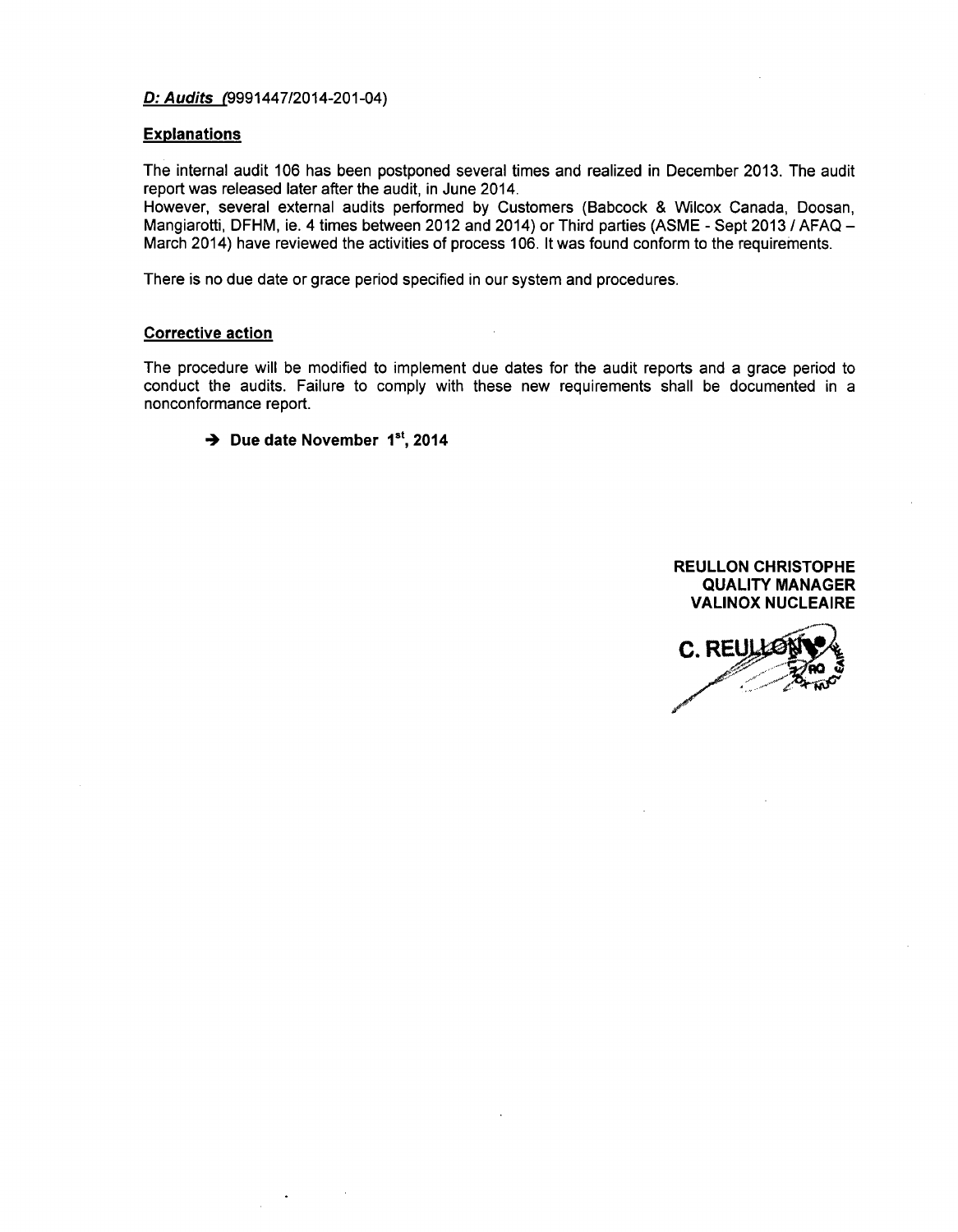***D: Audits*** (9991447/2014-201-04)

**Explanations**

The internal audit 106 has been postponed several times and realized in December 2013. The audit report was released later after the audit, in June 2014.
However, several external audits performed by Customers (Babcock & Wilcox Canada, Doosan, Mangiarotti, DFHM, ie. 4 times between 2012 and 2014) or Third parties (ASME - Sept 2013 / AFAQ – March 2014) have reviewed the activities of process 106. It was found conform to the requirements.

There is no due date or grace period specified in our system and procedures.

**Corrective action**

The procedure will be modified to implement due dates for the audit reports and a grace period to conduct the audits. Failure to comply with these new requirements shall be documented in a nonconformance report.

→ **Due date November 1st, 2014**

**REULLON CHRISTOPHE**
**QUALITY MANAGER**
**VALINOX NUCLEAIRE**

C. REULLON